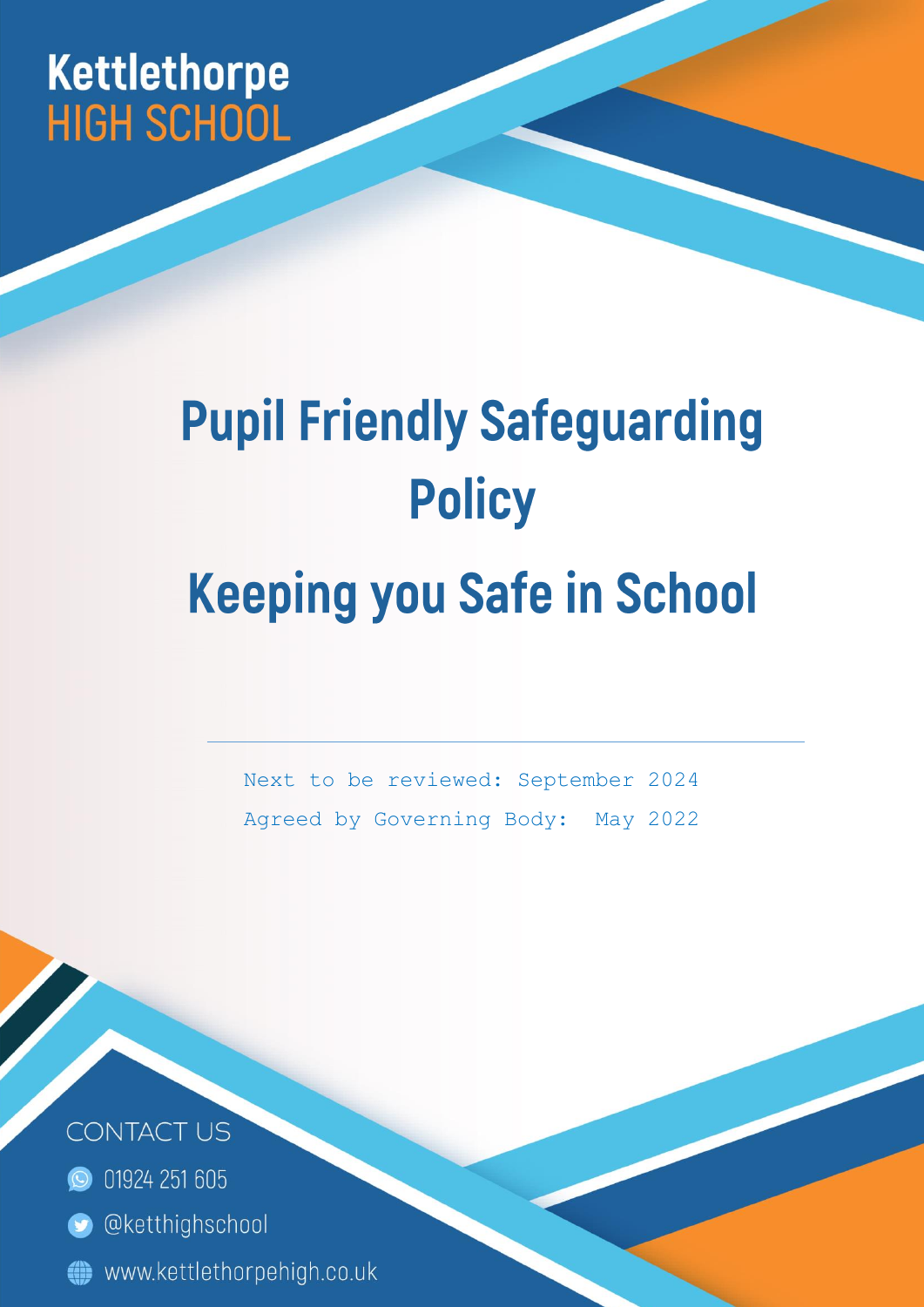Kettlethorpe
HIGH SCHOOL

# Pupil Friendly Safeguarding Policy

# Keeping you Safe in School

Next to be reviewed: September 2024

Agreed by Governing Body: May 2022

CONTACT US

01924 251 605

@ketthighschool

www.kettlethorpehigh.co.uk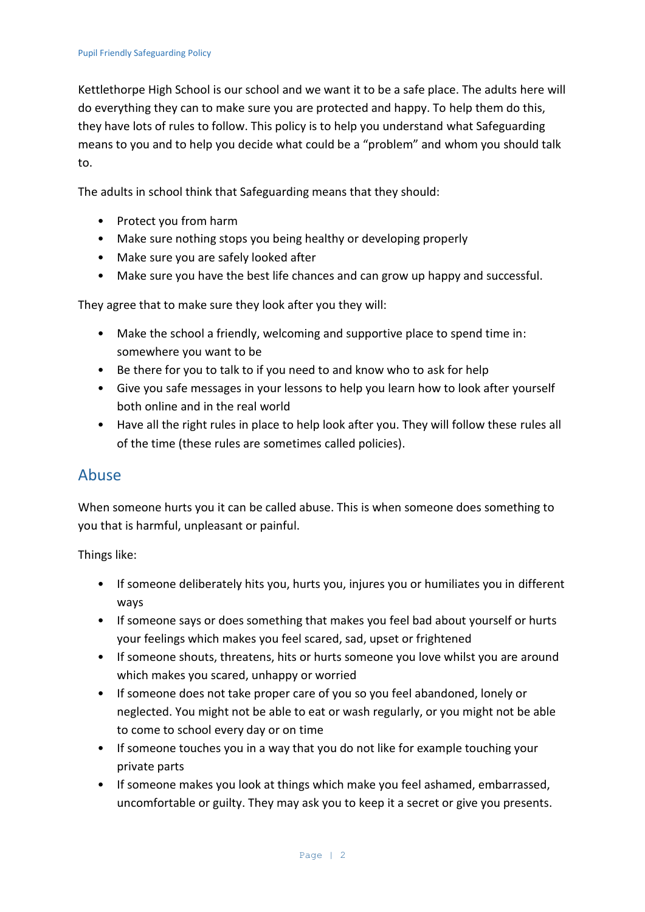Kettlethorpe High School is our school and we want it to be a safe place. The adults here will do everything they can to make sure you are protected and happy. To help them do this, they have lots of rules to follow. This policy is to help you understand what Safeguarding means to you and to help you decide what could be a "problem" and whom you should talk to.

The adults in school think that Safeguarding means that they should:

- Protect you from harm
- Make sure nothing stops you being healthy or developing properly
- Make sure you are safely looked after
- Make sure you have the best life chances and can grow up happy and successful.

They agree that to make sure they look after you they will:

- Make the school a friendly, welcoming and supportive place to spend time in: somewhere you want to be
- Be there for you to talk to if you need to and know who to ask for help
- Give you safe messages in your lessons to help you learn how to look after yourself both online and in the real world
- Have all the right rules in place to help look after you. They will follow these rules all of the time (these rules are sometimes called policies).

## Abuse

When someone hurts you it can be called abuse. This is when someone does something to you that is harmful, unpleasant or painful.

Things like:

- If someone deliberately hits you, hurts you, injures you or humiliates you in different ways
- If someone says or does something that makes you feel bad about yourself or hurts your feelings which makes you feel scared, sad, upset or frightened
- If someone shouts, threatens, hits or hurts someone you love whilst you are around which makes you scared, unhappy or worried
- If someone does not take proper care of you so you feel abandoned, lonely or neglected. You might not be able to eat or wash regularly, or you might not be able to come to school every day or on time
- If someone touches you in a way that you do not like for example touching your private parts
- If someone makes you look at things which make you feel ashamed, embarrassed, uncomfortable or guilty. They may ask you to keep it a secret or give you presents.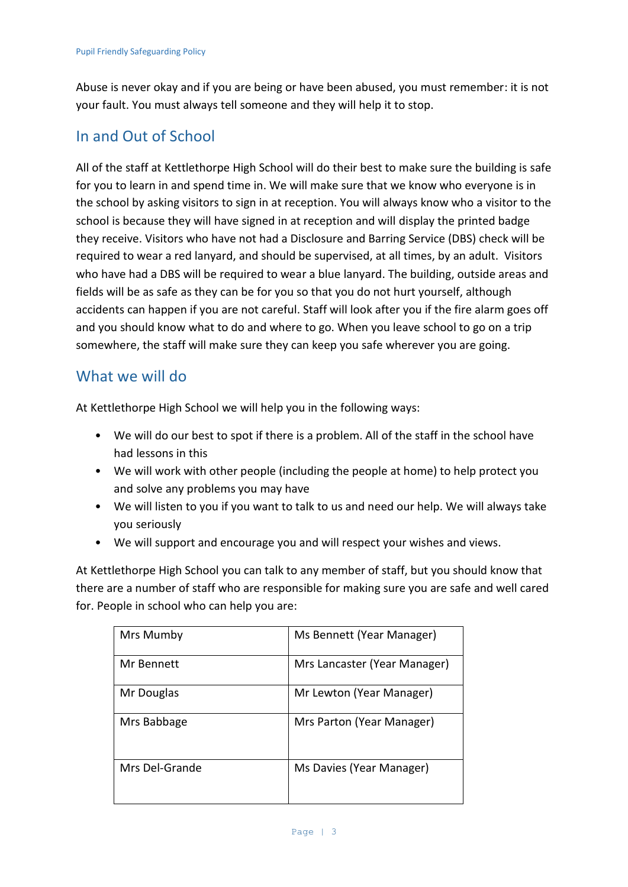Abuse is never okay and if you are being or have been abused, you must remember: it is not your fault. You must always tell someone and they will help it to stop.

## In and Out of School

All of the staff at Kettlethorpe High School will do their best to make sure the building is safe for you to learn in and spend time in. We will make sure that we know who everyone is in the school by asking visitors to sign in at reception. You will always know who a visitor to the school is because they will have signed in at reception and will display the printed badge they receive. Visitors who have not had a Disclosure and Barring Service (DBS) check will be required to wear a red lanyard, and should be supervised, at all times, by an adult. Visitors who have had a DBS will be required to wear a blue lanyard. The building, outside areas and fields will be as safe as they can be for you so that you do not hurt yourself, although accidents can happen if you are not careful. Staff will look after you if the fire alarm goes off and you should know what to do and where to go. When you leave school to go on a trip somewhere, the staff will make sure they can keep you safe wherever you are going.

## What we will do

At Kettlethorpe High School we will help you in the following ways:

- We will do our best to spot if there is a problem. All of the staff in the school have had lessons in this
- We will work with other people (including the people at home) to help protect you and solve any problems you may have
- We will listen to you if you want to talk to us and need our help. We will always take you seriously
- We will support and encourage you and will respect your wishes and views.

At Kettlethorpe High School you can talk to any member of staff, but you should know that there are a number of staff who are responsible for making sure you are safe and well cared for. People in school who can help you are:

| | |
|---|---|
| Mrs Mumby | Ms Bennett (Year Manager) |
| Mr Bennett | Mrs Lancaster (Year Manager) |
| Mr Douglas | Mr Lewton (Year Manager) |
| Mrs Babbage | Mrs Parton (Year Manager) |
| Mrs Del-Grande | Ms Davies (Year Manager) |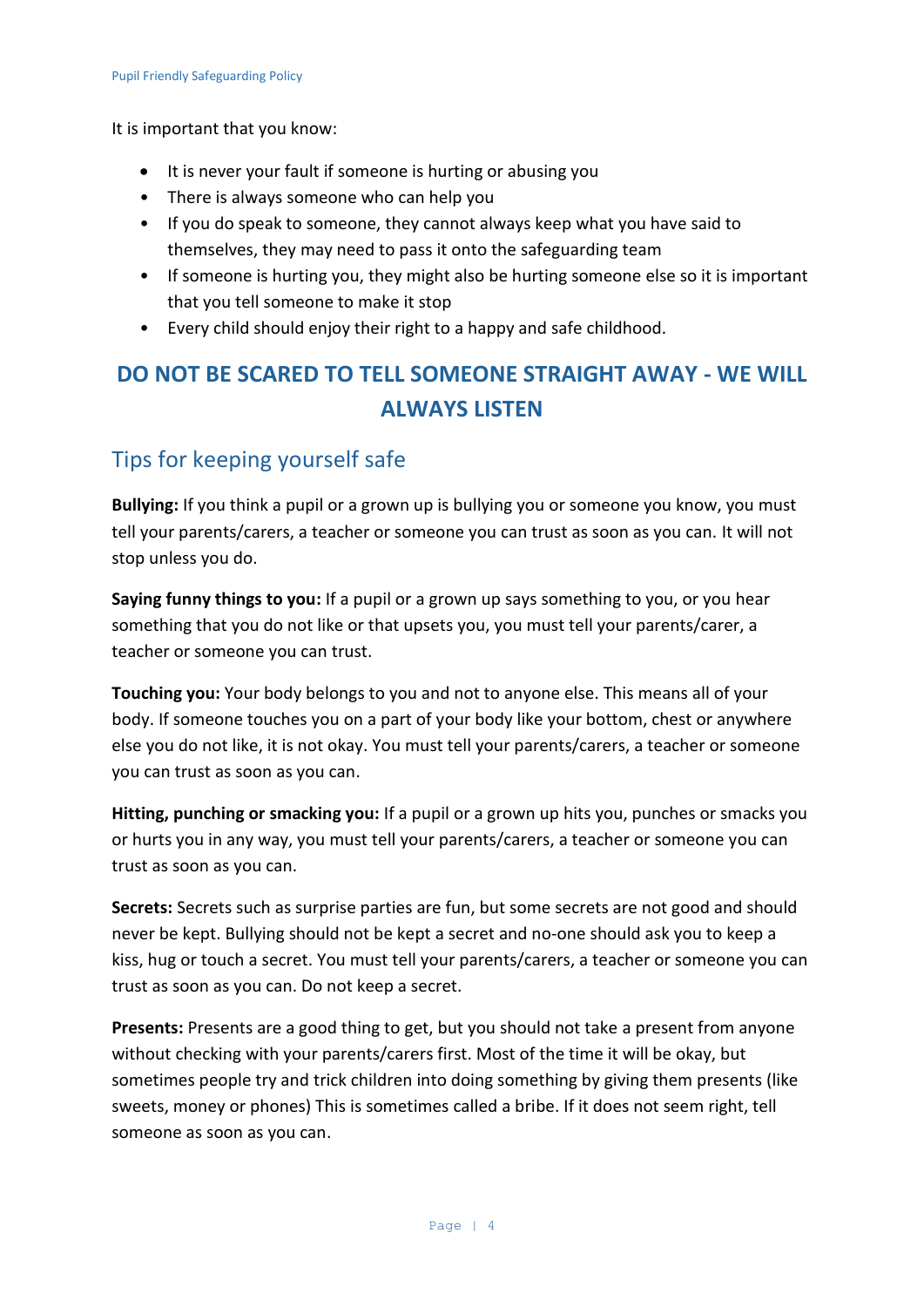It is important that you know:

- It is never your fault if someone is hurting or abusing you
- There is always someone who can help you
- If you do speak to someone, they cannot always keep what you have said to themselves, they may need to pass it onto the safeguarding team
- If someone is hurting you, they might also be hurting someone else so it is important that you tell someone to make it stop
- Every child should enjoy their right to a happy and safe childhood.

## DO NOT BE SCARED TO TELL SOMEONE STRAIGHT AWAY - WE WILL ALWAYS LISTEN

## Tips for keeping yourself safe

**Bullying:** If you think a pupil or a grown up is bullying you or someone you know, you must tell your parents/carers, a teacher or someone you can trust as soon as you can. It will not stop unless you do.

**Saying funny things to you:** If a pupil or a grown up says something to you, or you hear something that you do not like or that upsets you, you must tell your parents/carer, a teacher or someone you can trust.

**Touching you:** Your body belongs to you and not to anyone else. This means all of your body. If someone touches you on a part of your body like your bottom, chest or anywhere else you do not like, it is not okay. You must tell your parents/carers, a teacher or someone you can trust as soon as you can.

**Hitting, punching or smacking you:** If a pupil or a grown up hits you, punches or smacks you or hurts you in any way, you must tell your parents/carers, a teacher or someone you can trust as soon as you can.

**Secrets:** Secrets such as surprise parties are fun, but some secrets are not good and should never be kept. Bullying should not be kept a secret and no-one should ask you to keep a kiss, hug or touch a secret. You must tell your parents/carers, a teacher or someone you can trust as soon as you can. Do not keep a secret.

**Presents:** Presents are a good thing to get, but you should not take a present from anyone without checking with your parents/carers first. Most of the time it will be okay, but sometimes people try and trick children into doing something by giving them presents (like sweets, money or phones) This is sometimes called a bribe. If it does not seem right, tell someone as soon as you can.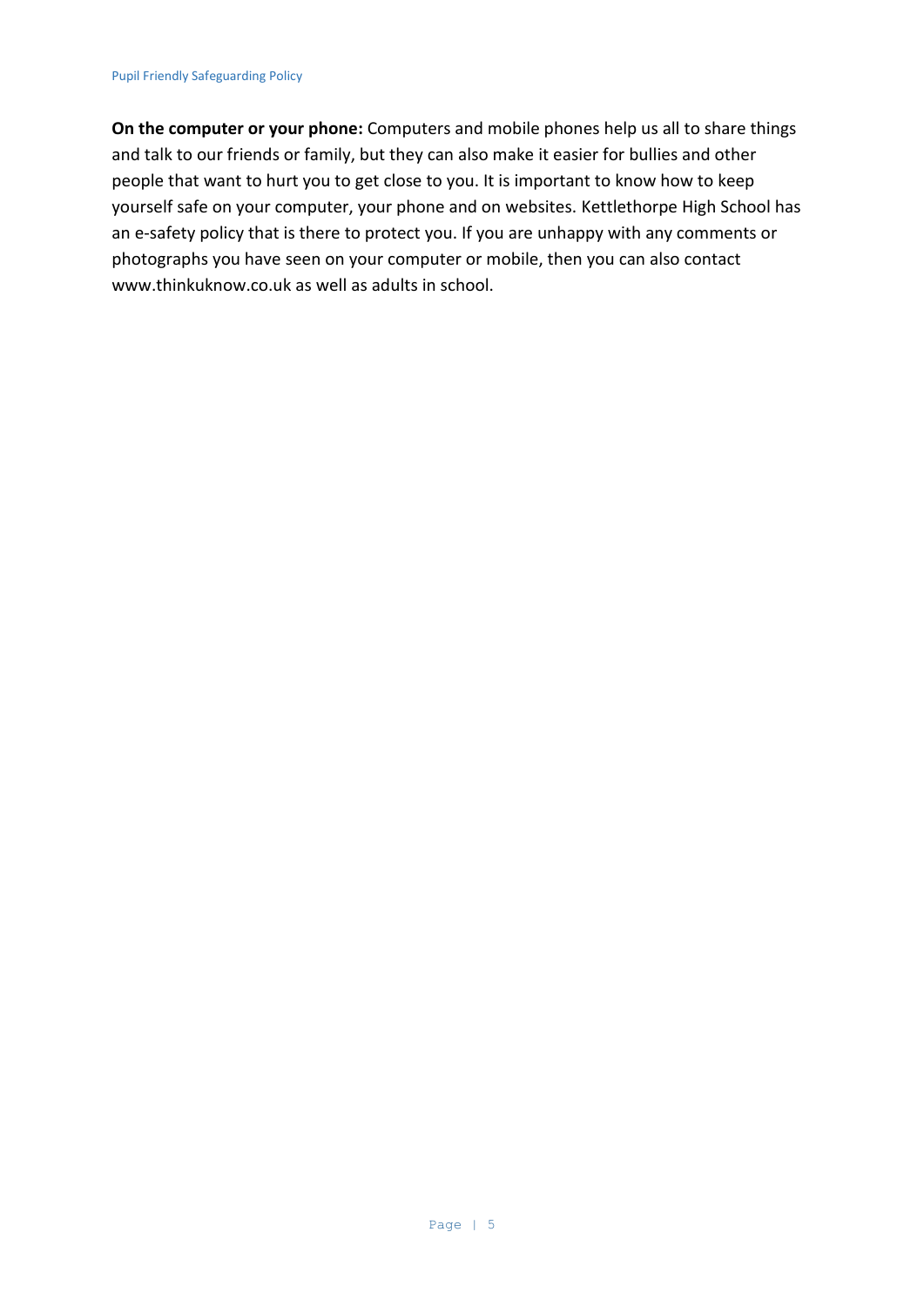**On the computer or your phone:** Computers and mobile phones help us all to share things and talk to our friends or family, but they can also make it easier for bullies and other people that want to hurt you to get close to you. It is important to know how to keep yourself safe on your computer, your phone and on websites. Kettlethorpe High School has an e-safety policy that is there to protect you. If you are unhappy with any comments or photographs you have seen on your computer or mobile, then you can also contact www.thinkuknow.co.uk as well as adults in school.